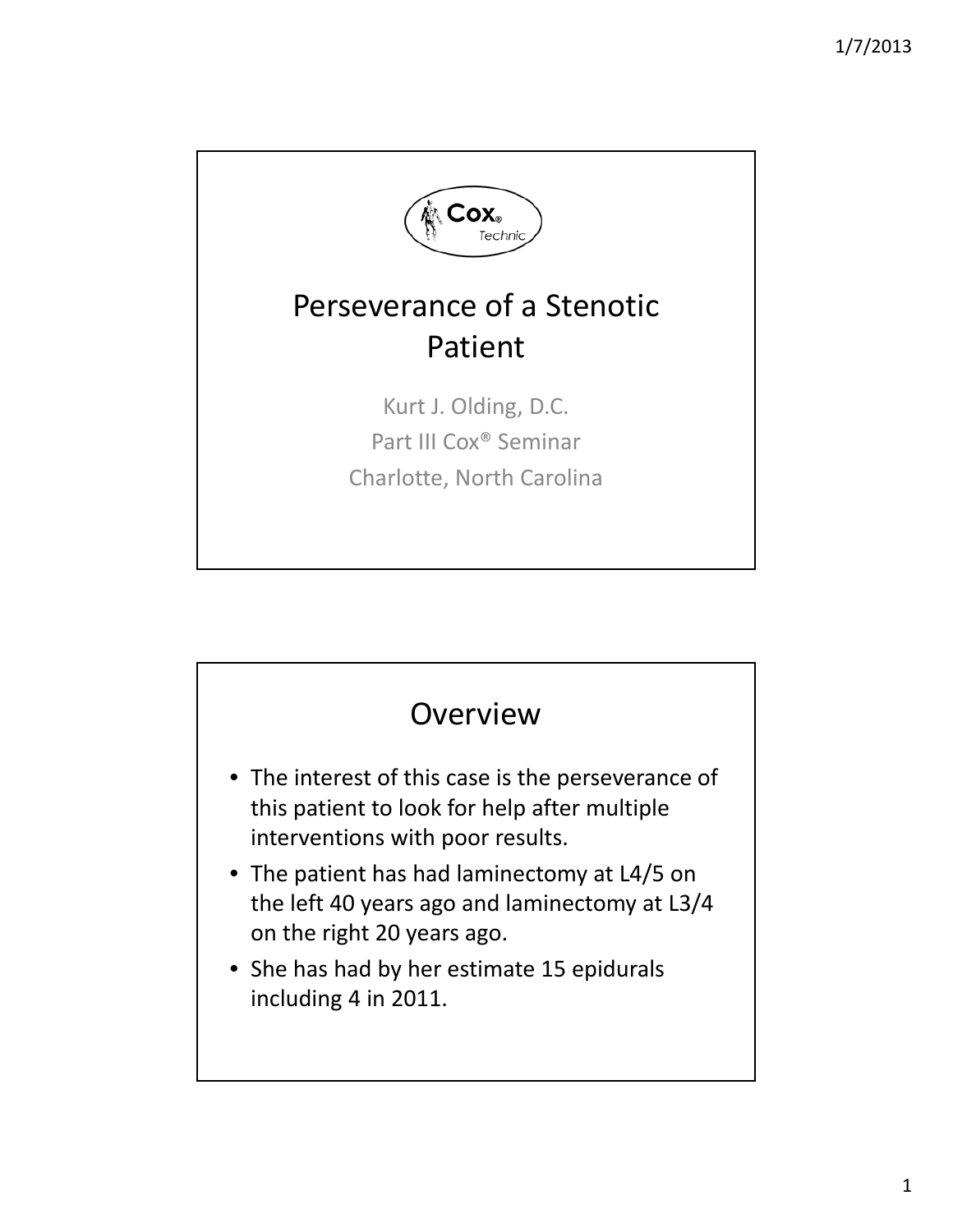# Perseverance of a Stenotic Patient

Kurt J. Olding, D.C.

Part III Cox® Seminar

Charlotte, North Carolina

## Overview

- The interest of this case is the perseverance of this patient to look for help after multiple interventions with poor results.
- The patient has had laminectomy at L4/5 on the left 40 years ago and laminectomy at L3/4 on the right 20 years ago.
- She has had by her estimate 15 epidurals including 4 in 2011.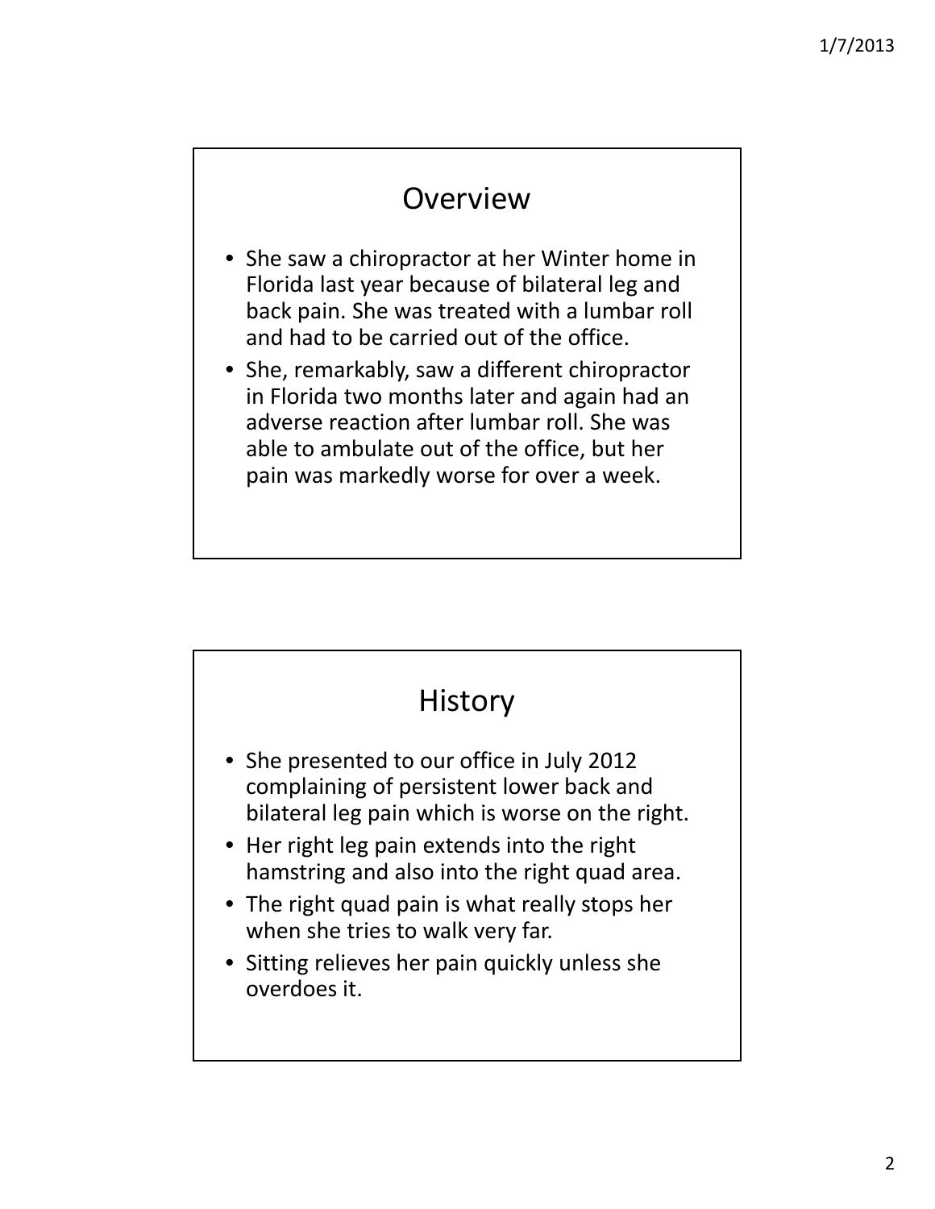## Overview

- She saw a chiropractor at her Winter home in Florida last year because of bilateral leg and back pain. She was treated with a lumbar roll and had to be carried out of the office.
- She, remarkably, saw a different chiropractor in Florida two months later and again had an adverse reaction after lumbar roll. She was able to ambulate out of the office, but her pain was markedly worse for over a week.

## History

- She presented to our office in July 2012 complaining of persistent lower back and bilateral leg pain which is worse on the right.
- Her right leg pain extends into the right hamstring and also into the right quad area.
- The right quad pain is what really stops her when she tries to walk very far.
- Sitting relieves her pain quickly unless she overdoes it.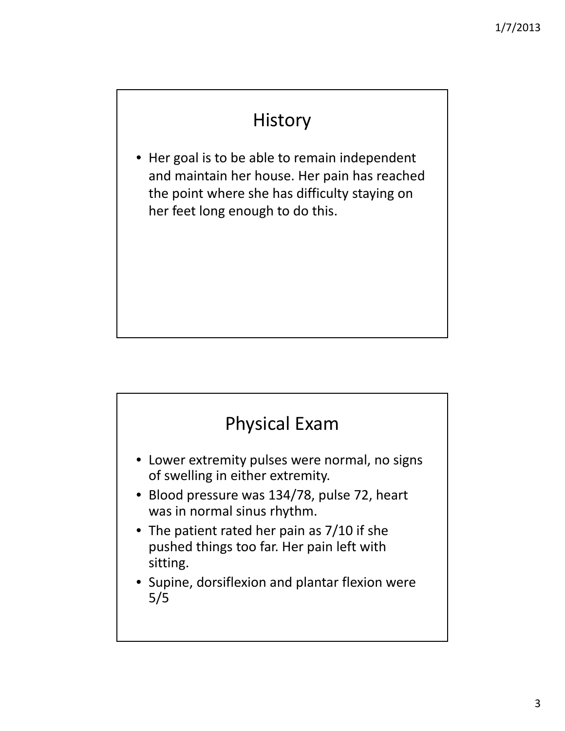## History

- Her goal is to be able to remain independent and maintain her house. Her pain has reached the point where she has difficulty staying on her feet long enough to do this.

## Physical Exam

- Lower extremity pulses were normal, no signs of swelling in either extremity.
- Blood pressure was 134/78, pulse 72, heart was in normal sinus rhythm.
- The patient rated her pain as 7/10 if she pushed things too far. Her pain left with sitting.
- Supine, dorsiflexion and plantar flexion were 5/5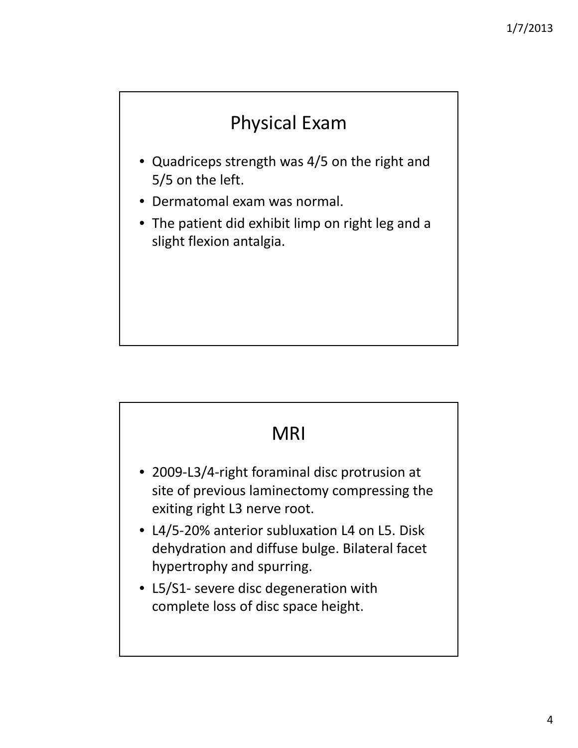## Physical Exam

- Quadriceps strength was 4/5 on the right and 5/5 on the left.
- Dermatomal exam was normal.
- The patient did exhibit limp on right leg and a slight flexion antalgia.

## MRI

- 2009-L3/4-right foraminal disc protrusion at site of previous laminectomy compressing the exiting right L3 nerve root.
- L4/5-20% anterior subluxation L4 on L5. Disk dehydration and diffuse bulge. Bilateral facet hypertrophy and spurring.
- L5/S1- severe disc degeneration with complete loss of disc space height.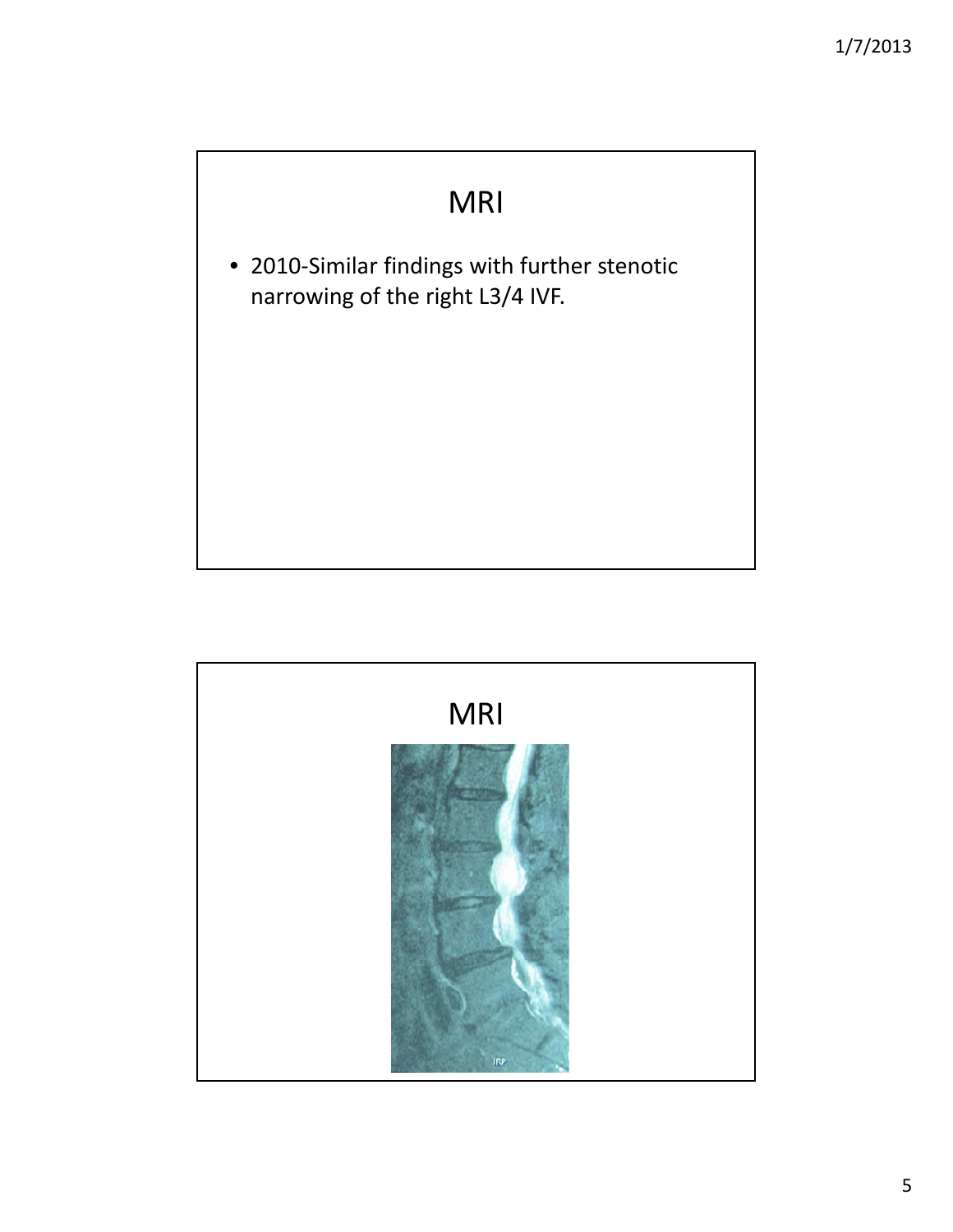# MRI

- 2010-Similar findings with further stenotic narrowing of the right L3/4 IVF.

# MRI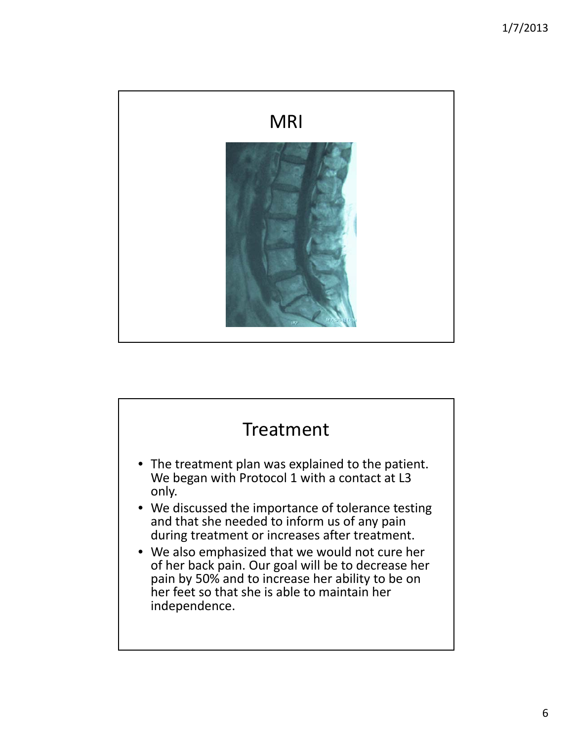## MRI

## Treatment

- The treatment plan was explained to the patient. We began with Protocol 1 with a contact at L3 only.
- We discussed the importance of tolerance testing and that she needed to inform us of any pain during treatment or increases after treatment.
- We also emphasized that we would not cure her of her back pain. Our goal will be to decrease her pain by 50% and to increase her ability to be on her feet so that she is able to maintain her independence.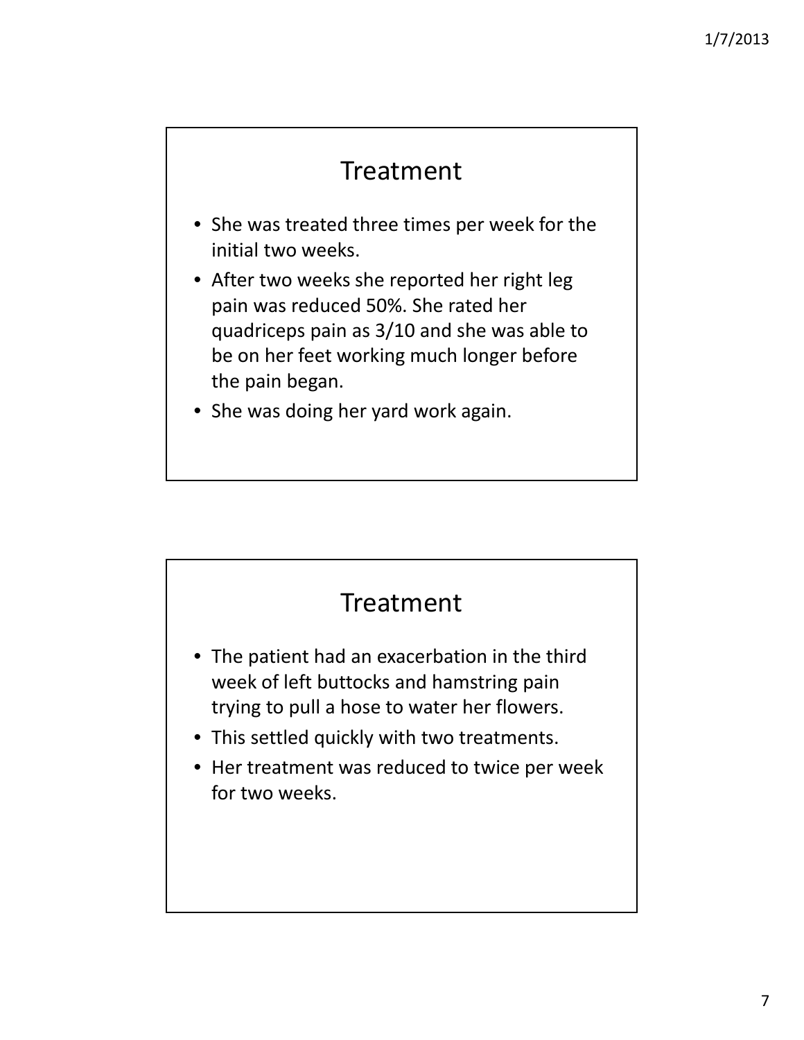## Treatment

- She was treated three times per week for the initial two weeks.
- After two weeks she reported her right leg pain was reduced 50%. She rated her quadriceps pain as 3/10 and she was able to be on her feet working much longer before the pain began.
- She was doing her yard work again.

## Treatment

- The patient had an exacerbation in the third week of left buttocks and hamstring pain trying to pull a hose to water her flowers.
- This settled quickly with two treatments.
- Her treatment was reduced to twice per week for two weeks.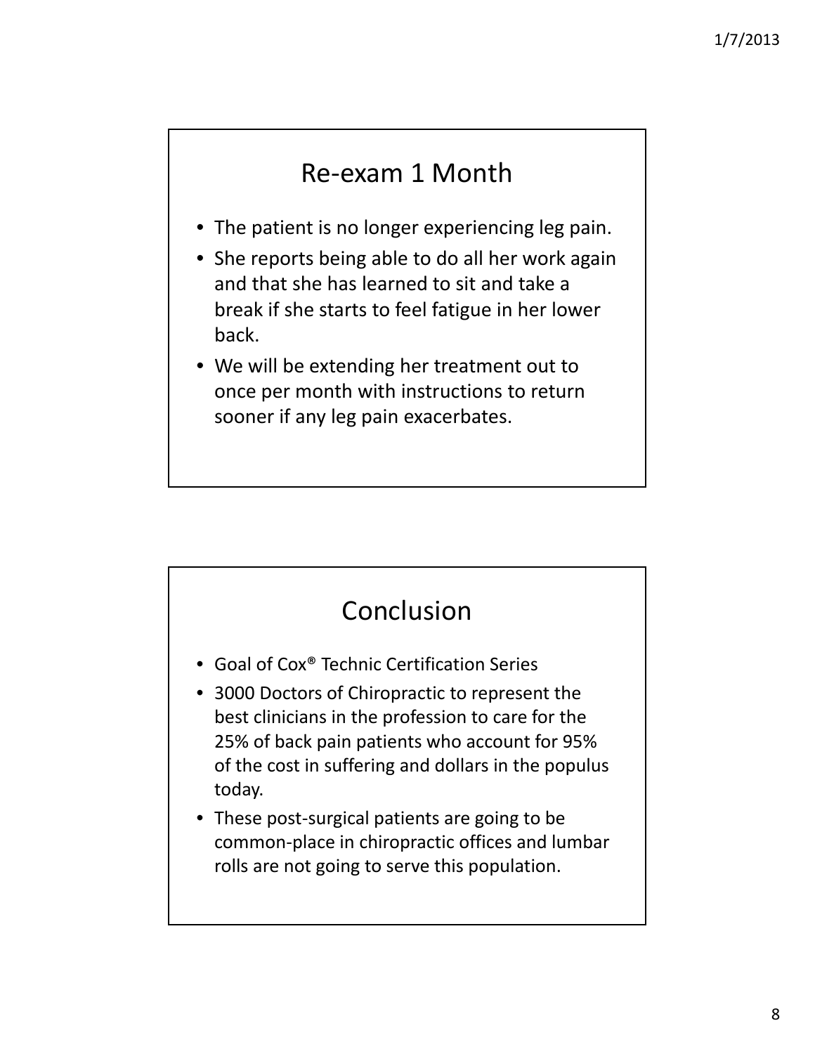## Re-exam 1 Month

- The patient is no longer experiencing leg pain.
- She reports being able to do all her work again and that she has learned to sit and take a break if she starts to feel fatigue in her lower back.
- We will be extending her treatment out to once per month with instructions to return sooner if any leg pain exacerbates.

## Conclusion

- Goal of Cox® Technic Certification Series
- 3000 Doctors of Chiropractic to represent the best clinicians in the profession to care for the 25% of back pain patients who account for 95% of the cost in suffering and dollars in the populus today.
- These post-surgical patients are going to be common-place in chiropractic offices and lumbar rolls are not going to serve this population.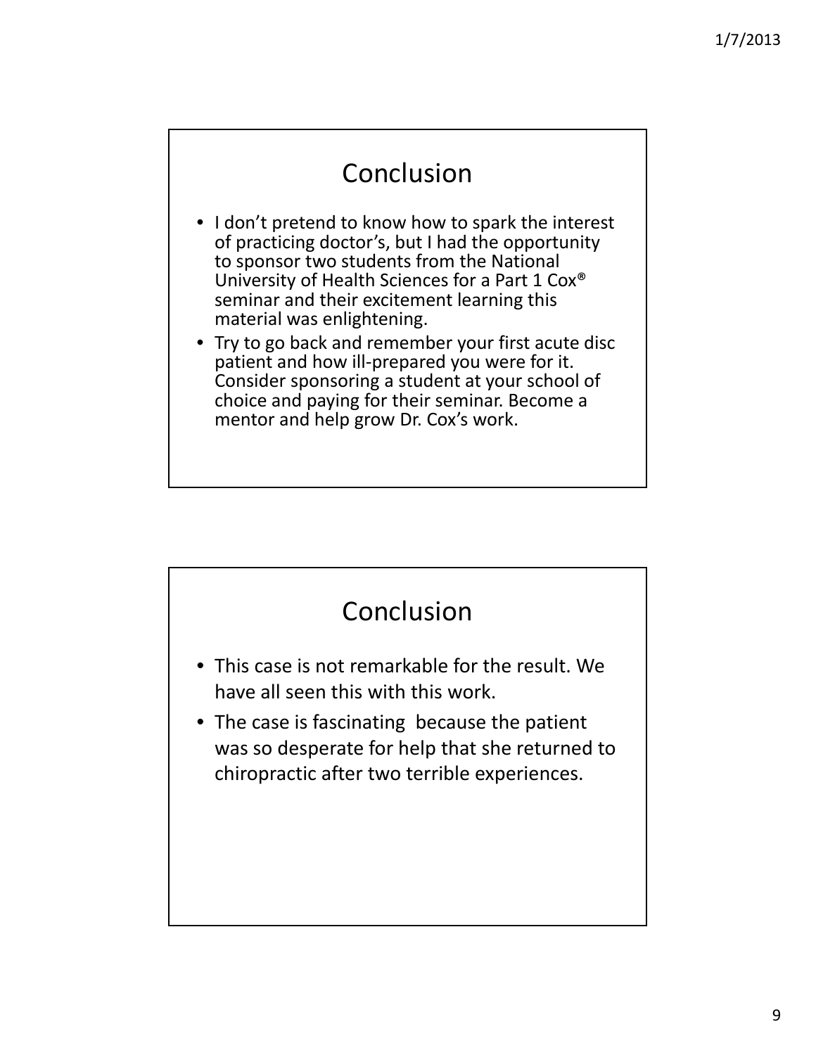## Conclusion

- I don't pretend to know how to spark the interest of practicing doctor's, but I had the opportunity to sponsor two students from the National University of Health Sciences for a Part 1 Cox® seminar and their excitement learning this material was enlightening.
- Try to go back and remember your first acute disc patient and how ill-prepared you were for it. Consider sponsoring a student at your school of choice and paying for their seminar. Become a mentor and help grow Dr. Cox's work.

## Conclusion

- This case is not remarkable for the result. We have all seen this with this work.
- The case is fascinating because the patient was so desperate for help that she returned to chiropractic after two terrible experiences.